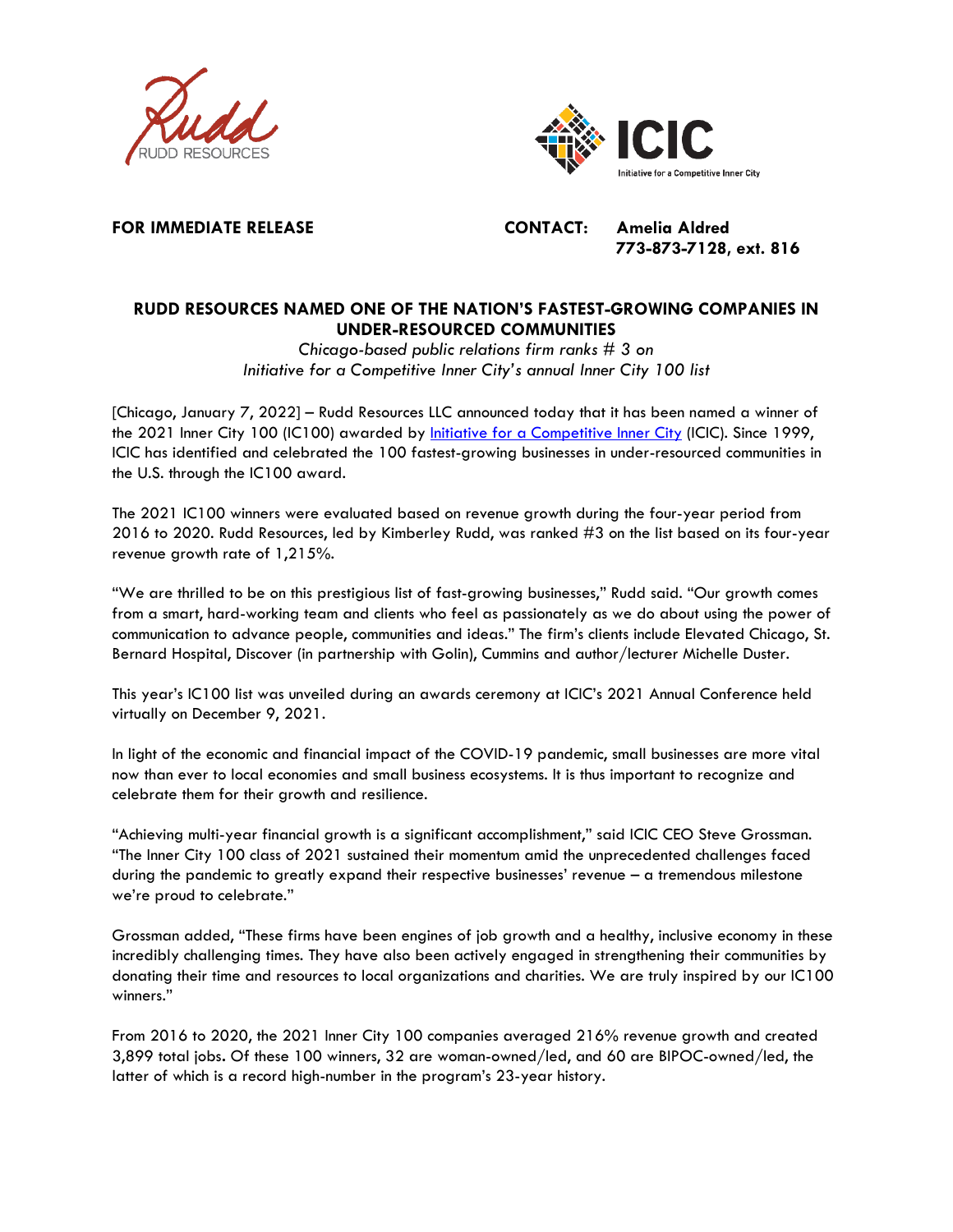**FOR IMMEDIATE RELEASE**

**CONTACT: Amelia Aldred**
**773-873-7128, ext. 816**

# RUDD RESOURCES NAMED ONE OF THE NATION'S FASTEST-GROWING COMPANIES IN UNDER-RESOURCED COMMUNITIES

*Chicago-based public relations firm ranks # 3 on*
*Initiative for a Competitive Inner City's annual Inner City 100 list*

[Chicago, January 7, 2022] – Rudd Resources LLC announced today that it has been named a winner of the 2021 Inner City 100 (IC100) awarded by Initiative for a Competitive Inner City (ICIC). Since 1999, ICIC has identified and celebrated the 100 fastest-growing businesses in under-resourced communities in the U.S. through the IC100 award.

The 2021 IC100 winners were evaluated based on revenue growth during the four-year period from 2016 to 2020. Rudd Resources, led by Kimberley Rudd, was ranked #3 on the list based on its four-year revenue growth rate of 1,215%.

"We are thrilled to be on this prestigious list of fast-growing businesses," Rudd said. "Our growth comes from a smart, hard-working team and clients who feel as passionately as we do about using the power of communication to advance people, communities and ideas." The firm's clients include Elevated Chicago, St. Bernard Hospital, Discover (in partnership with Golin), Cummins and author/lecturer Michelle Duster.

This year's IC100 list was unveiled during an awards ceremony at ICIC's 2021 Annual Conference held virtually on December 9, 2021.

In light of the economic and financial impact of the COVID-19 pandemic, small businesses are more vital now than ever to local economies and small business ecosystems. It is thus important to recognize and celebrate them for their growth and resilience.

"Achieving multi-year financial growth is a significant accomplishment," said ICIC CEO Steve Grossman. "The Inner City 100 class of 2021 sustained their momentum amid the unprecedented challenges faced during the pandemic to greatly expand their respective businesses' revenue – a tremendous milestone we're proud to celebrate."

Grossman added, "These firms have been engines of job growth and a healthy, inclusive economy in these incredibly challenging times. They have also been actively engaged in strengthening their communities by donating their time and resources to local organizations and charities. We are truly inspired by our IC100 winners."

From 2016 to 2020, the 2021 Inner City 100 companies averaged 216% revenue growth and created 3,899 total jobs. Of these 100 winners, 32 are woman-owned/led, and 60 are BIPOC-owned/led, the latter of which is a record high-number in the program's 23-year history.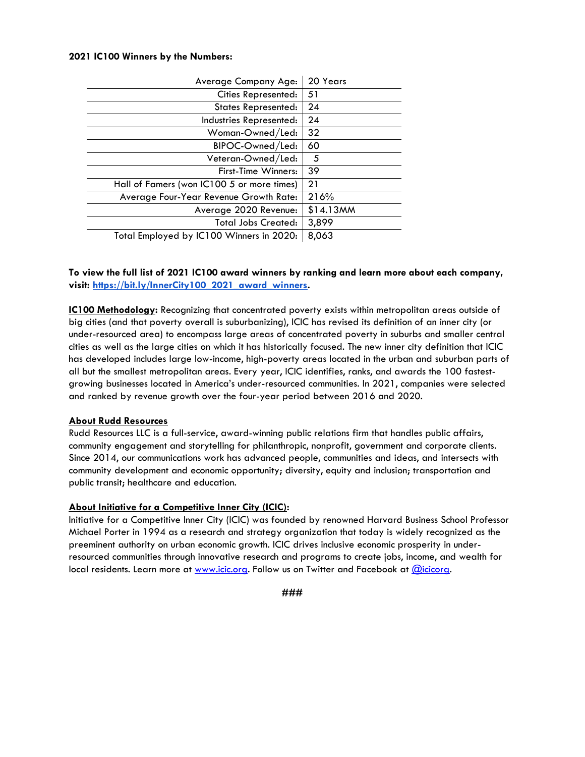**2021 IC100 Winners by the Numbers:**

| | |
|---|---|
| Average Company Age: | 20 Years |
| Cities Represented: | 51 |
| States Represented: | 24 |
| Industries Represented: | 24 |
| Woman-Owned/Led: | 32 |
| BIPOC-Owned/Led: | 60 |
| Veteran-Owned/Led: | 5 |
| First-Time Winners: | 39 |
| Hall of Famers (won IC100 5 or more times) | 21 |
| Average Four-Year Revenue Growth Rate: | 216% |
| Average 2020 Revenue: | $14.13MM |
| Total Jobs Created: | 3,899 |
| Total Employed by IC100 Winners in 2020: | 8,063 |

**To view the full list of 2021 IC100 award winners by ranking and learn more about each company, visit: [https://bit.ly/InnerCity100_2021_award_winners](https://bit.ly/InnerCity100_2021_award_winners).**

**IC100 Methodology:** Recognizing that concentrated poverty exists within metropolitan areas outside of big cities (and that poverty overall is suburbanizing), ICIC has revised its definition of an inner city (or under-resourced area) to encompass large areas of concentrated poverty in suburbs and smaller central cities as well as the large cities on which it has historically focused. The new inner city definition that ICIC has developed includes large low-income, high-poverty areas located in the urban and suburban parts of all but the smallest metropolitan areas. Every year, ICIC identifies, ranks, and awards the 100 fastest-growing businesses located in America's under-resourced communities. In 2021, companies were selected and ranked by revenue growth over the four-year period between 2016 and 2020.

**About Rudd Resources**

Rudd Resources LLC is a full-service, award-winning public relations firm that handles public affairs, community engagement and storytelling for philanthropic, nonprofit, government and corporate clients. Since 2014, our communications work has advanced people, communities and ideas, and intersects with community development and economic opportunity; diversity, equity and inclusion; transportation and public transit; healthcare and education.

**About Initiative for a Competitive Inner City (ICIC):**

Initiative for a Competitive Inner City (ICIC) was founded by renowned Harvard Business School Professor Michael Porter in 1994 as a research and strategy organization that today is widely recognized as the preeminent authority on urban economic growth. ICIC drives inclusive economic prosperity in under-resourced communities through innovative research and programs to create jobs, income, and wealth for local residents. Learn more at [www.icic.org](http://www.icic.org). Follow us on Twitter and Facebook at [@icicorg](https://twitter.com/icicorg).

###